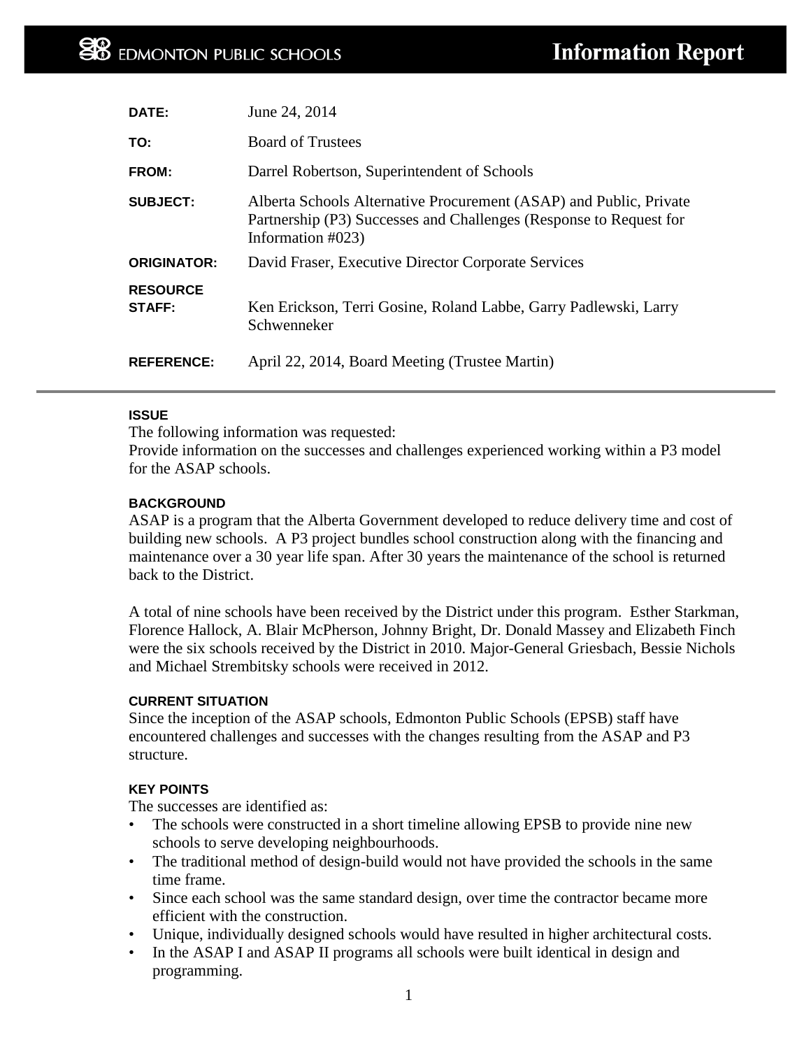**EDMONTON PUBLIC SCHOOLS** — **Information Report**

| | |
|---|---|
| **DATE:** | June 24, 2014 |
| **TO:** | Board of Trustees |
| **FROM:** | Darrel Robertson, Superintendent of Schools |
| **SUBJECT:** | Alberta Schools Alternative Procurement (ASAP) and Public, Private Partnership (P3) Successes and Challenges (Response to Request for Information #023) |
| **ORIGINATOR:** | David Fraser, Executive Director Corporate Services |
| **RESOURCE STAFF:** | Ken Erickson, Terri Gosine, Roland Labbe, Garry Padlewski, Larry Schwenneker |
| **REFERENCE:** | April 22, 2014, Board Meeting (Trustee Martin) |

---

### ISSUE

The following information was requested:
Provide information on the successes and challenges experienced working within a P3 model for the ASAP schools.

### BACKGROUND

ASAP is a program that the Alberta Government developed to reduce delivery time and cost of building new schools. A P3 project bundles school construction along with the financing and maintenance over a 30 year life span. After 30 years the maintenance of the school is returned back to the District.

A total of nine schools have been received by the District under this program. Esther Starkman, Florence Hallock, A. Blair McPherson, Johnny Bright, Dr. Donald Massey and Elizabeth Finch were the six schools received by the District in 2010. Major-General Griesbach, Bessie Nichols and Michael Strembitsky schools were received in 2012.

### CURRENT SITUATION

Since the inception of the ASAP schools, Edmonton Public Schools (EPSB) staff have encountered challenges and successes with the changes resulting from the ASAP and P3 structure.

### KEY POINTS

The successes are identified as:

- The schools were constructed in a short timeline allowing EPSB to provide nine new schools to serve developing neighbourhoods.
- The traditional method of design-build would not have provided the schools in the same time frame.
- Since each school was the same standard design, over time the contractor became more efficient with the construction.
- Unique, individually designed schools would have resulted in higher architectural costs.
- In the ASAP I and ASAP II programs all schools were built identical in design and programming.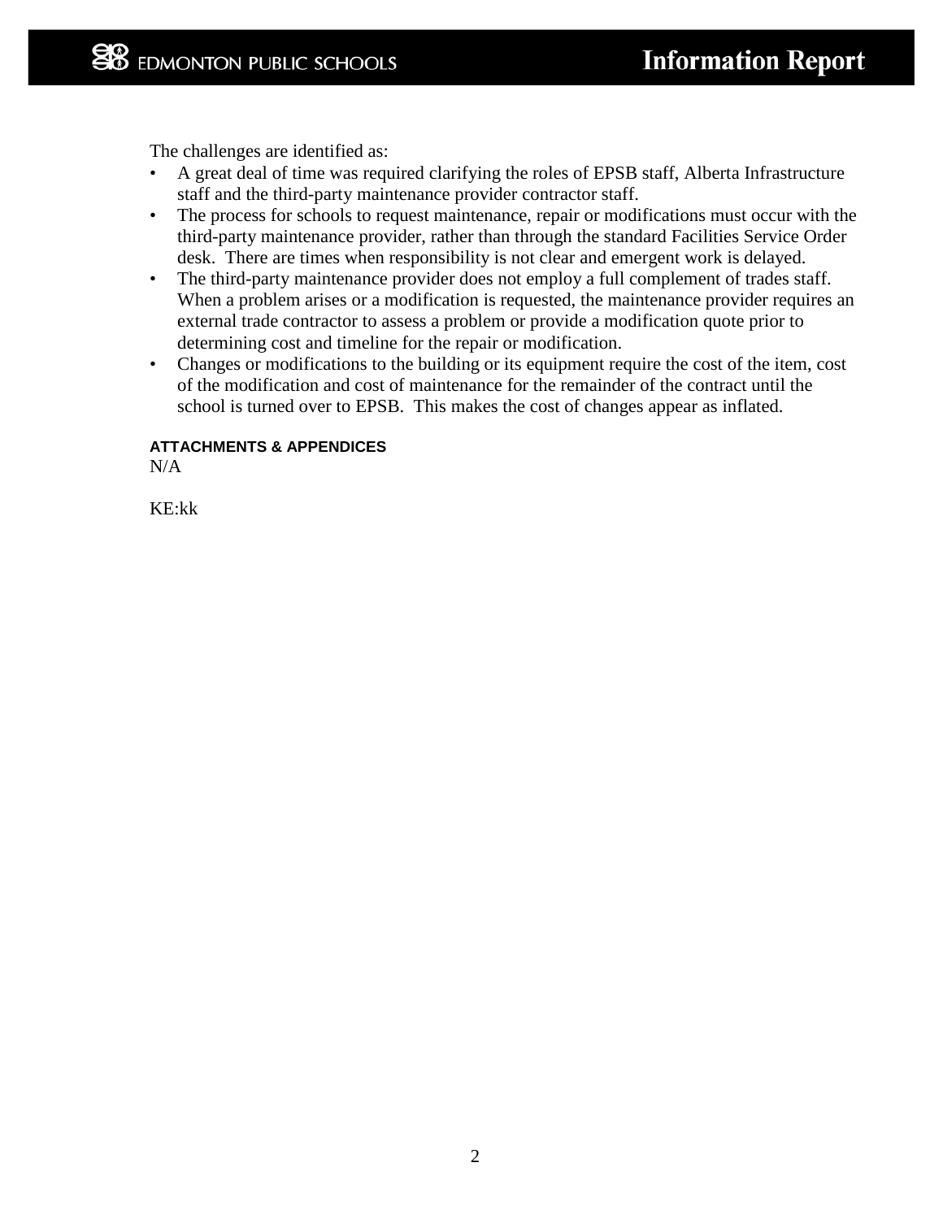The challenges are identified as:

- A great deal of time was required clarifying the roles of EPSB staff, Alberta Infrastructure staff and the third-party maintenance provider contractor staff.
- The process for schools to request maintenance, repair or modifications must occur with the third-party maintenance provider, rather than through the standard Facilities Service Order desk. There are times when responsibility is not clear and emergent work is delayed.
- The third-party maintenance provider does not employ a full complement of trades staff. When a problem arises or a modification is requested, the maintenance provider requires an external trade contractor to assess a problem or provide a modification quote prior to determining cost and timeline for the repair or modification.
- Changes or modifications to the building or its equipment require the cost of the item, cost of the modification and cost of maintenance for the remainder of the contract until the school is turned over to EPSB. This makes the cost of changes appear as inflated.

**ATTACHMENTS & APPENDICES**

N/A

KE:kk